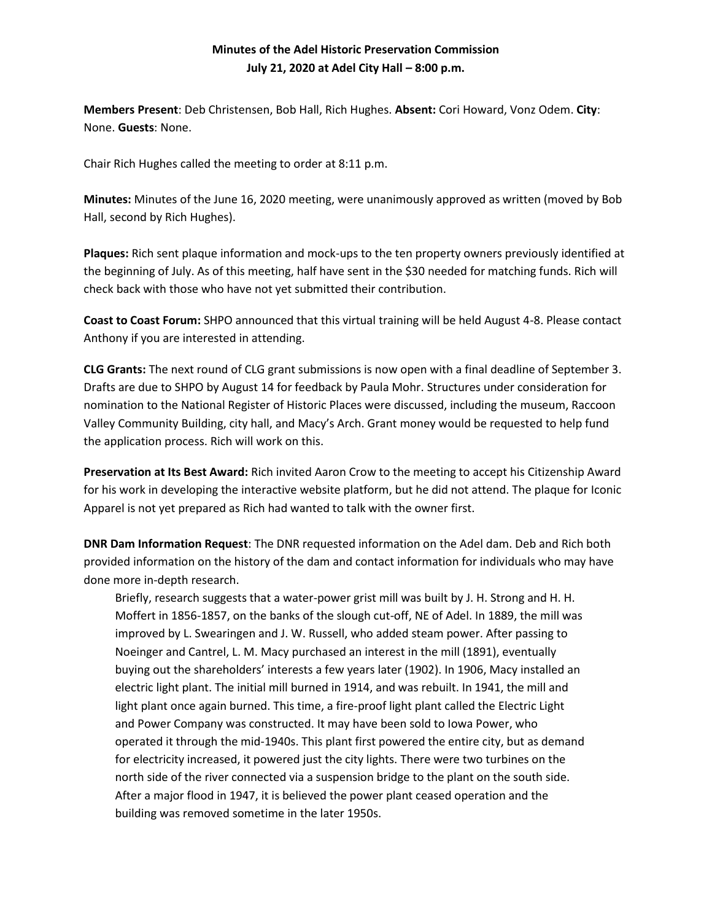# Minutes of the Adel Historic Preservation Commission
## July 21, 2020 at Adel City Hall – 8:00 p.m.

**Members Present**: Deb Christensen, Bob Hall, Rich Hughes. **Absent:** Cori Howard, Vonz Odem. **City**: None. **Guests**: None.

Chair Rich Hughes called the meeting to order at 8:11 p.m.

**Minutes:** Minutes of the June 16, 2020 meeting, were unanimously approved as written (moved by Bob Hall, second by Rich Hughes).

**Plaques:** Rich sent plaque information and mock-ups to the ten property owners previously identified at the beginning of July. As of this meeting, half have sent in the $30 needed for matching funds. Rich will check back with those who have not yet submitted their contribution.

**Coast to Coast Forum:** SHPO announced that this virtual training will be held August 4-8. Please contact Anthony if you are interested in attending.

**CLG Grants:** The next round of CLG grant submissions is now open with a final deadline of September 3. Drafts are due to SHPO by August 14 for feedback by Paula Mohr. Structures under consideration for nomination to the National Register of Historic Places were discussed, including the museum, Raccoon Valley Community Building, city hall, and Macy's Arch. Grant money would be requested to help fund the application process. Rich will work on this.

**Preservation at Its Best Award:** Rich invited Aaron Crow to the meeting to accept his Citizenship Award for his work in developing the interactive website platform, but he did not attend. The plaque for Iconic Apparel is not yet prepared as Rich had wanted to talk with the owner first.

**DNR Dam Information Request**: The DNR requested information on the Adel dam. Deb and Rich both provided information on the history of the dam and contact information for individuals who may have done more in-depth research.

> Briefly, research suggests that a water-power grist mill was built by J. H. Strong and H. H. Moffert in 1856-1857, on the banks of the slough cut-off, NE of Adel. In 1889, the mill was improved by L. Swearingen and J. W. Russell, who added steam power. After passing to Noeinger and Cantrel, L. M. Macy purchased an interest in the mill (1891), eventually buying out the shareholders' interests a few years later (1902). In 1906, Macy installed an electric light plant. The initial mill burned in 1914, and was rebuilt. In 1941, the mill and light plant once again burned. This time, a fire-proof light plant called the Electric Light and Power Company was constructed. It may have been sold to Iowa Power, who operated it through the mid-1940s. This plant first powered the entire city, but as demand for electricity increased, it powered just the city lights. There were two turbines on the north side of the river connected via a suspension bridge to the plant on the south side. After a major flood in 1947, it is believed the power plant ceased operation and the building was removed sometime in the later 1950s.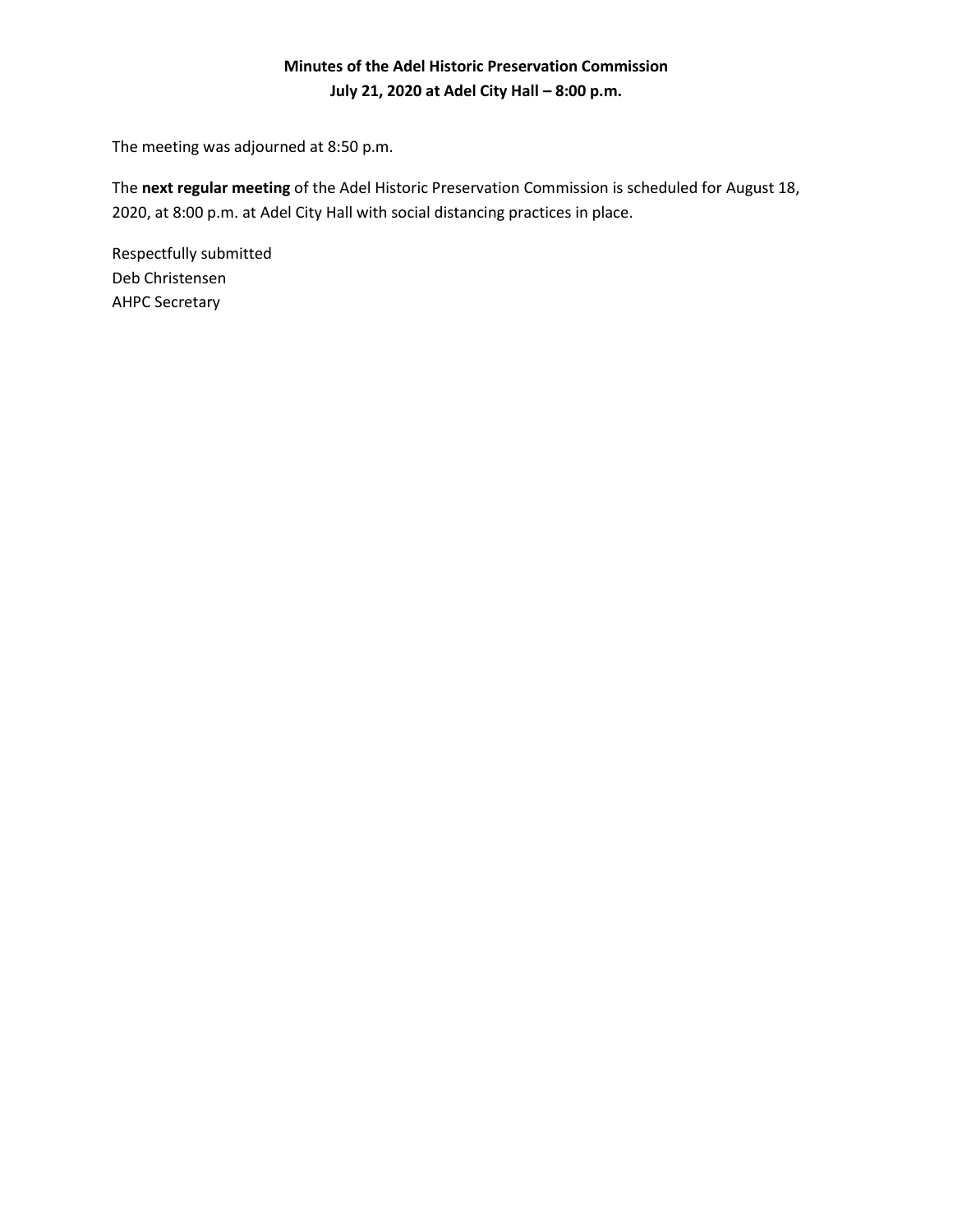**Minutes of the Adel Historic Preservation Commission**
**July 21, 2020 at Adel City Hall – 8:00 p.m.**

The meeting was adjourned at 8:50 p.m.

The **next regular meeting** of the Adel Historic Preservation Commission is scheduled for August 18, 2020, at 8:00 p.m. at Adel City Hall with social distancing practices in place.

Respectfully submitted
Deb Christensen
AHPC Secretary